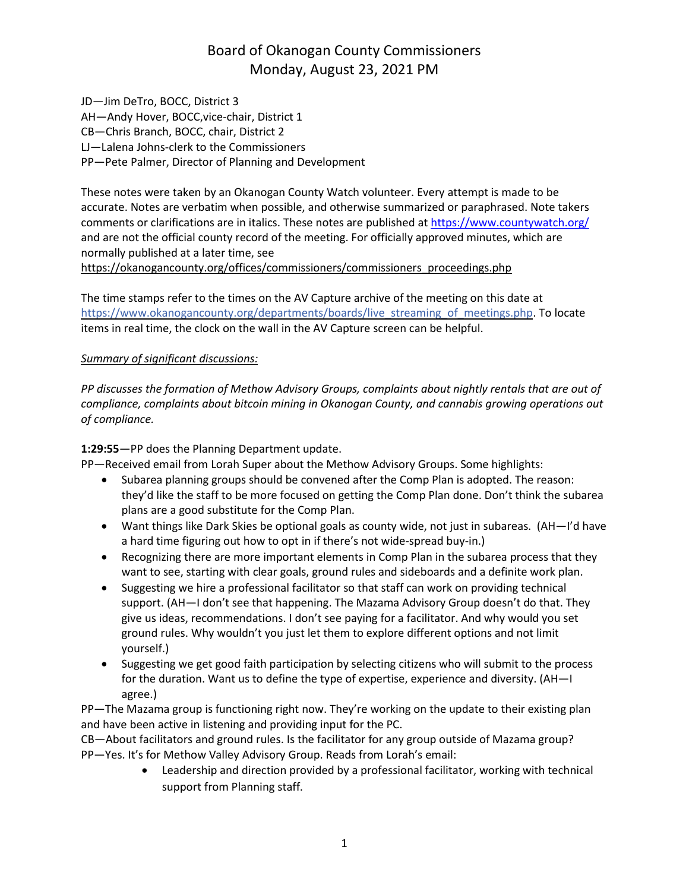# Board of Okanogan County Commissioners
## Monday, August 23, 2021 PM

JD—Jim DeTro, BOCC, District 3
AH—Andy Hover, BOCC,vice-chair, District 1
CB—Chris Branch, BOCC, chair, District 2
LJ—Lalena Johns-clerk to the Commissioners
PP—Pete Palmer, Director of Planning and Development

These notes were taken by an Okanogan County Watch volunteer. Every attempt is made to be accurate. Notes are verbatim when possible, and otherwise summarized or paraphrased. Note takers comments or clarifications are in italics. These notes are published at https://www.countywatch.org/ and are not the official county record of the meeting. For officially approved minutes, which are normally published at a later time, see https://okanogancounty.org/offices/commissioners/commissioners_proceedings.php

The time stamps refer to the times on the AV Capture archive of the meeting on this date at https://www.okanogancounty.org/departments/boards/live_streaming_of_meetings.php. To locate items in real time, the clock on the wall in the AV Capture screen can be helpful.

*Summary of significant discussions:*

*PP discusses the formation of Methow Advisory Groups, complaints about nightly rentals that are out of compliance, complaints about bitcoin mining in Okanogan County, and cannabis growing operations out of compliance.*

**1:29:55**—PP does the Planning Department update.

PP—Received email from Lorah Super about the Methow Advisory Groups. Some highlights:

- Subarea planning groups should be convened after the Comp Plan is adopted. The reason: they'd like the staff to be more focused on getting the Comp Plan done. Don't think the subarea plans are a good substitute for the Comp Plan.
- Want things like Dark Skies be optional goals as county wide, not just in subareas. (AH—I'd have a hard time figuring out how to opt in if there's not wide-spread buy-in.)
- Recognizing there are more important elements in Comp Plan in the subarea process that they want to see, starting with clear goals, ground rules and sideboards and a definite work plan.
- Suggesting we hire a professional facilitator so that staff can work on providing technical support. (AH—I don't see that happening. The Mazama Advisory Group doesn't do that. They give us ideas, recommendations. I don't see paying for a facilitator. And why would you set ground rules. Why wouldn't you just let them to explore different options and not limit yourself.)
- Suggesting we get good faith participation by selecting citizens who will submit to the process for the duration. Want us to define the type of expertise, experience and diversity. (AH—I agree.)

PP—The Mazama group is functioning right now. They're working on the update to their existing plan and have been active in listening and providing input for the PC.

CB—About facilitators and ground rules. Is the facilitator for any group outside of Mazama group?

PP—Yes. It's for Methow Valley Advisory Group. Reads from Lorah's email:

- Leadership and direction provided by a professional facilitator, working with technical support from Planning staff.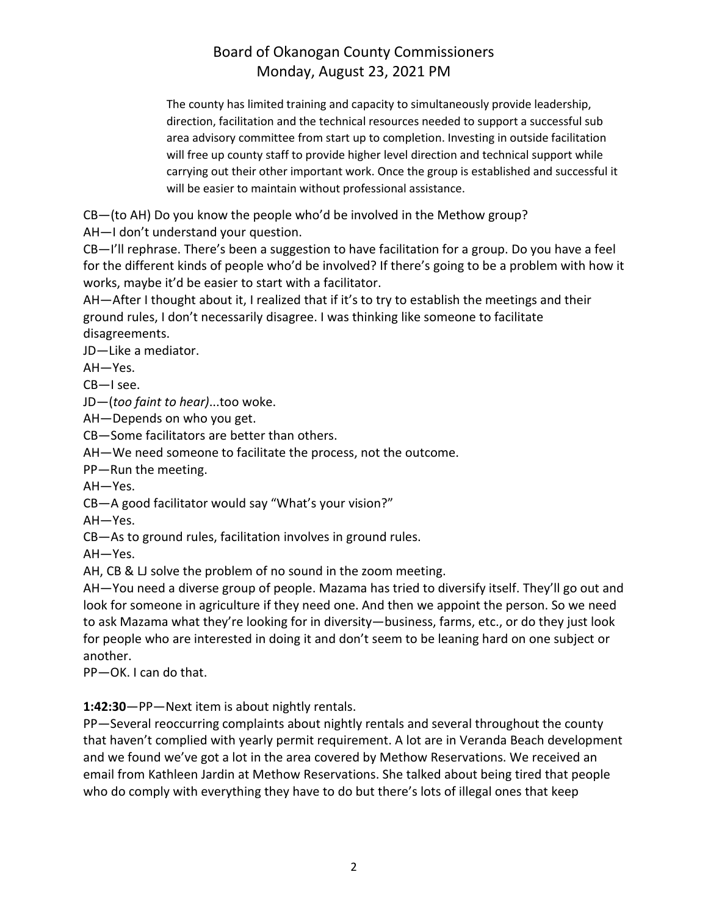> The county has limited training and capacity to simultaneously provide leadership, direction, facilitation and the technical resources needed to support a successful sub area advisory committee from start up to completion. Investing in outside facilitation will free up county staff to provide higher level direction and technical support while carrying out their other important work. Once the group is established and successful it will be easier to maintain without professional assistance.

CB—(to AH) Do you know the people who'd be involved in the Methow group?

AH—I don't understand your question.

CB—I'll rephrase. There's been a suggestion to have facilitation for a group. Do you have a feel for the different kinds of people who'd be involved? If there's going to be a problem with how it works, maybe it'd be easier to start with a facilitator.

AH—After I thought about it, I realized that if it's to try to establish the meetings and their ground rules, I don't necessarily disagree. I was thinking like someone to facilitate disagreements.

JD—Like a mediator.

AH—Yes.

CB—I see.

JD—(*too faint to hear*)...too woke.

AH—Depends on who you get.

CB—Some facilitators are better than others.

AH—We need someone to facilitate the process, not the outcome.

PP—Run the meeting.

AH—Yes.

CB—A good facilitator would say "What's your vision?"

AH—Yes.

CB—As to ground rules, facilitation involves in ground rules.

AH—Yes.

AH, CB & LJ solve the problem of no sound in the zoom meeting.

AH—You need a diverse group of people. Mazama has tried to diversify itself. They'll go out and look for someone in agriculture if they need one. And then we appoint the person. So we need to ask Mazama what they're looking for in diversity—business, farms, etc., or do they just look for people who are interested in doing it and don't seem to be leaning hard on one subject or another.

PP—OK. I can do that.

**1:42:30**—PP—Next item is about nightly rentals.

PP—Several reoccurring complaints about nightly rentals and several throughout the county that haven't complied with yearly permit requirement. A lot are in Veranda Beach development and we found we've got a lot in the area covered by Methow Reservations. We received an email from Kathleen Jardin at Methow Reservations. She talked about being tired that people who do comply with everything they have to do but there's lots of illegal ones that keep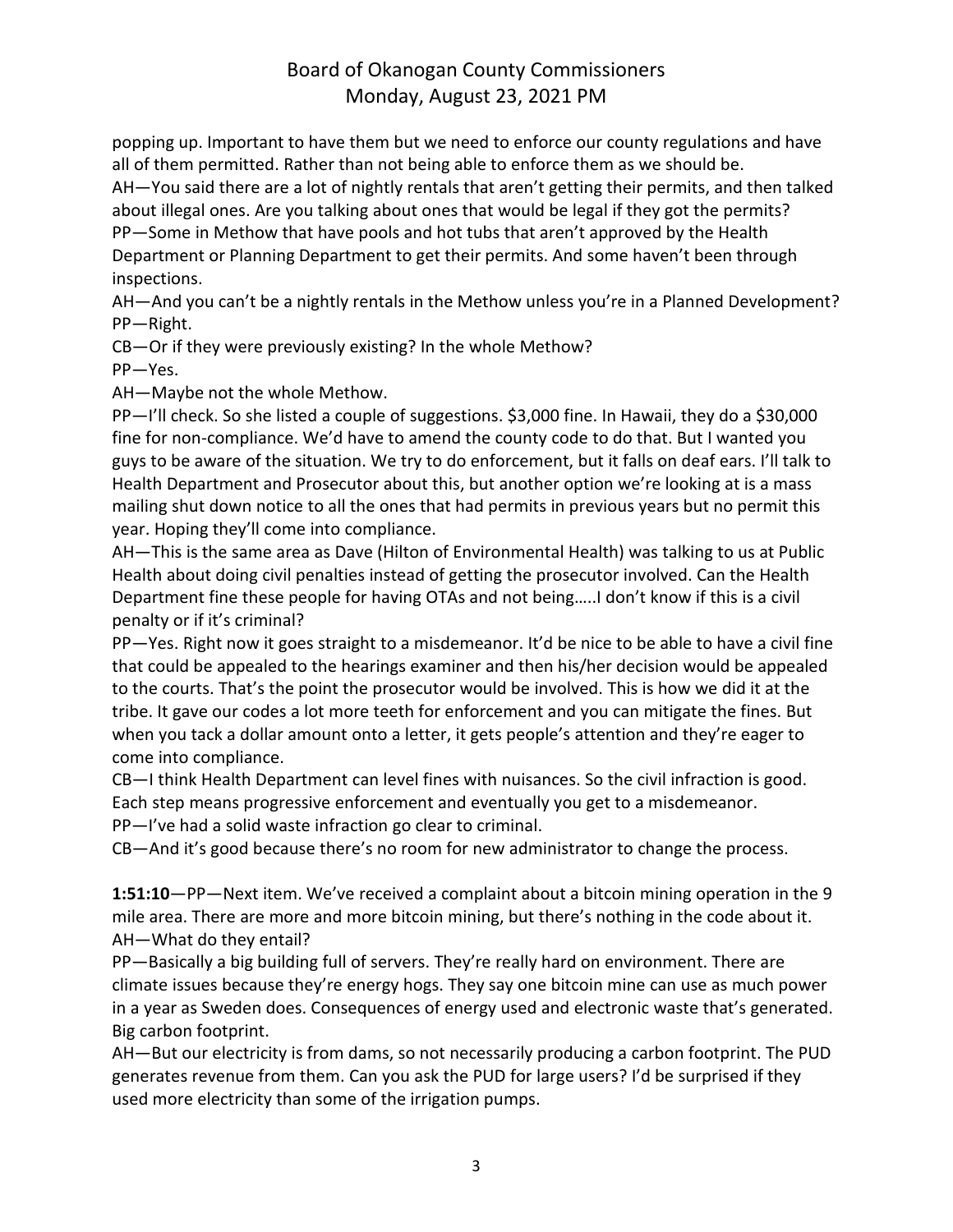popping up. Important to have them but we need to enforce our county regulations and have all of them permitted. Rather than not being able to enforce them as we should be.
AH—You said there are a lot of nightly rentals that aren't getting their permits, and then talked about illegal ones. Are you talking about ones that would be legal if they got the permits?
PP—Some in Methow that have pools and hot tubs that aren't approved by the Health Department or Planning Department to get their permits. And some haven't been through inspections.
AH—And you can't be a nightly rentals in the Methow unless you're in a Planned Development?
PP—Right.
CB—Or if they were previously existing? In the whole Methow?
PP—Yes.
AH—Maybe not the whole Methow.
PP—I'll check. So she listed a couple of suggestions. $3,000 fine. In Hawaii, they do a $30,000 fine for non-compliance. We'd have to amend the county code to do that. But I wanted you guys to be aware of the situation. We try to do enforcement, but it falls on deaf ears. I'll talk to Health Department and Prosecutor about this, but another option we're looking at is a mass mailing shut down notice to all the ones that had permits in previous years but no permit this year. Hoping they'll come into compliance.
AH—This is the same area as Dave (Hilton of Environmental Health) was talking to us at Public Health about doing civil penalties instead of getting the prosecutor involved. Can the Health Department fine these people for having OTAs and not being…..I don't know if this is a civil penalty or if it's criminal?
PP—Yes. Right now it goes straight to a misdemeanor. It'd be nice to be able to have a civil fine that could be appealed to the hearings examiner and then his/her decision would be appealed to the courts. That's the point the prosecutor would be involved. This is how we did it at the tribe. It gave our codes a lot more teeth for enforcement and you can mitigate the fines. But when you tack a dollar amount onto a letter, it gets people's attention and they're eager to come into compliance.
CB—I think Health Department can level fines with nuisances. So the civil infraction is good. Each step means progressive enforcement and eventually you get to a misdemeanor.
PP—I've had a solid waste infraction go clear to criminal.
CB—And it's good because there's no room for new administrator to change the process.

**1:51:10**—PP—Next item. We've received a complaint about a bitcoin mining operation in the 9 mile area. There are more and more bitcoin mining, but there's nothing in the code about it.
AH—What do they entail?
PP—Basically a big building full of servers. They're really hard on environment. There are climate issues because they're energy hogs. They say one bitcoin mine can use as much power in a year as Sweden does. Consequences of energy used and electronic waste that's generated. Big carbon footprint.
AH—But our electricity is from dams, so not necessarily producing a carbon footprint. The PUD generates revenue from them. Can you ask the PUD for large users? I'd be surprised if they used more electricity than some of the irrigation pumps.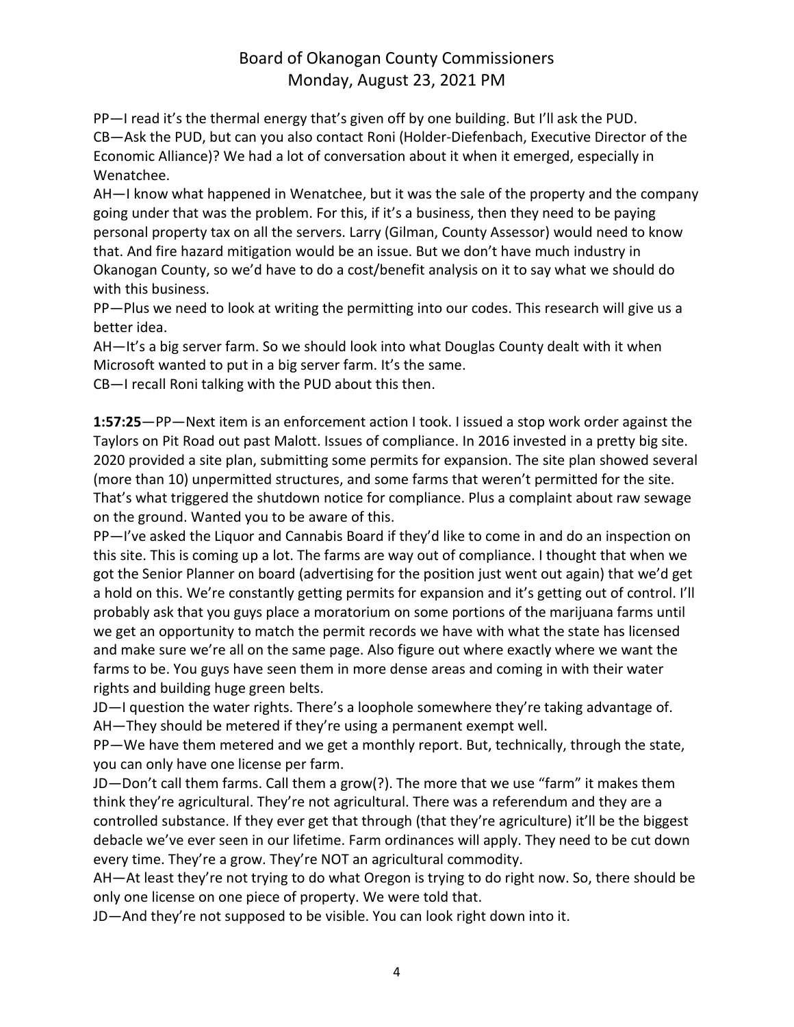PP—I read it's the thermal energy that's given off by one building. But I'll ask the PUD.
CB—Ask the PUD, but can you also contact Roni (Holder-Diefenbach, Executive Director of the Economic Alliance)? We had a lot of conversation about it when it emerged, especially in Wenatchee.
AH—I know what happened in Wenatchee, but it was the sale of the property and the company going under that was the problem. For this, if it's a business, then they need to be paying personal property tax on all the servers. Larry (Gilman, County Assessor) would need to know that. And fire hazard mitigation would be an issue. But we don't have much industry in Okanogan County, so we'd have to do a cost/benefit analysis on it to say what we should do with this business.
PP—Plus we need to look at writing the permitting into our codes. This research will give us a better idea.
AH—It's a big server farm. So we should look into what Douglas County dealt with it when Microsoft wanted to put in a big server farm. It's the same.
CB—I recall Roni talking with the PUD about this then.

**1:57:25**—PP—Next item is an enforcement action I took. I issued a stop work order against the Taylors on Pit Road out past Malott. Issues of compliance. In 2016 invested in a pretty big site. 2020 provided a site plan, submitting some permits for expansion. The site plan showed several (more than 10) unpermitted structures, and some farms that weren't permitted for the site. That's what triggered the shutdown notice for compliance. Plus a complaint about raw sewage on the ground. Wanted you to be aware of this.
PP—I've asked the Liquor and Cannabis Board if they'd like to come in and do an inspection on this site. This is coming up a lot. The farms are way out of compliance. I thought that when we got the Senior Planner on board (advertising for the position just went out again) that we'd get a hold on this. We're constantly getting permits for expansion and it's getting out of control. I'll probably ask that you guys place a moratorium on some portions of the marijuana farms until we get an opportunity to match the permit records we have with what the state has licensed and make sure we're all on the same page. Also figure out where exactly where we want the farms to be. You guys have seen them in more dense areas and coming in with their water rights and building huge green belts.
JD—I question the water rights. There's a loophole somewhere they're taking advantage of.
AH—They should be metered if they're using a permanent exempt well.
PP—We have them metered and we get a monthly report. But, technically, through the state, you can only have one license per farm.
JD—Don't call them farms. Call them a grow(?). The more that we use "farm" it makes them think they're agricultural. They're not agricultural. There was a referendum and they are a controlled substance. If they ever get that through (that they're agriculture) it'll be the biggest debacle we've ever seen in our lifetime. Farm ordinances will apply. They need to be cut down every time. They're a grow. They're NOT an agricultural commodity.
AH—At least they're not trying to do what Oregon is trying to do right now. So, there should be only one license on one piece of property. We were told that.
JD—And they're not supposed to be visible. You can look right down into it.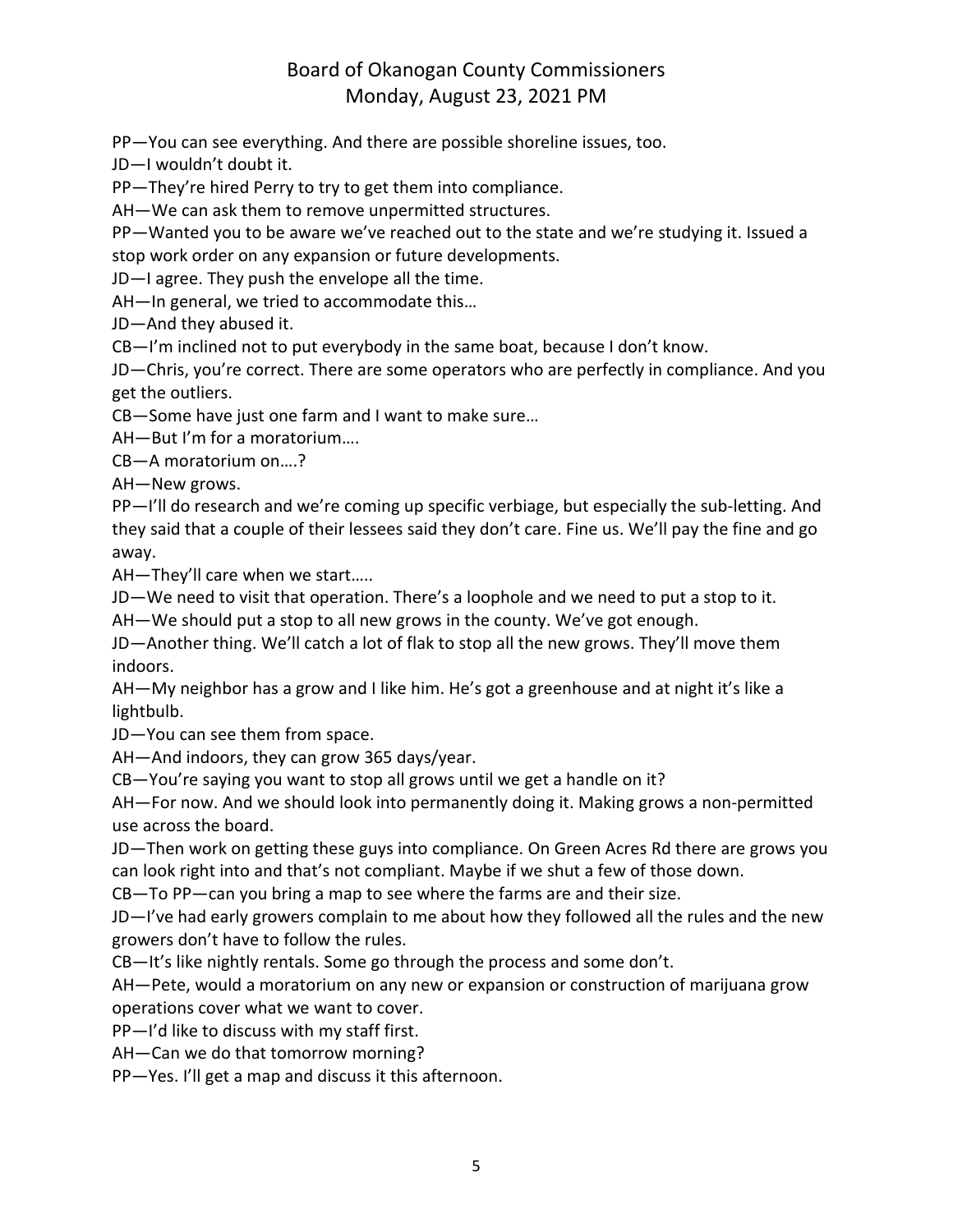PP—You can see everything. And there are possible shoreline issues, too.

JD—I wouldn't doubt it.

PP—They're hired Perry to try to get them into compliance.

AH—We can ask them to remove unpermitted structures.

PP—Wanted you to be aware we've reached out to the state and we're studying it. Issued a stop work order on any expansion or future developments.

JD—I agree. They push the envelope all the time.

AH—In general, we tried to accommodate this…

JD—And they abused it.

CB—I'm inclined not to put everybody in the same boat, because I don't know.

JD—Chris, you're correct. There are some operators who are perfectly in compliance. And you get the outliers.

CB—Some have just one farm and I want to make sure…

AH—But I'm for a moratorium….

CB—A moratorium on….?

AH—New grows.

PP—I'll do research and we're coming up specific verbiage, but especially the sub-letting. And they said that a couple of their lessees said they don't care. Fine us. We'll pay the fine and go away.

AH—They'll care when we start…..

JD—We need to visit that operation. There's a loophole and we need to put a stop to it.

AH—We should put a stop to all new grows in the county. We've got enough.

JD—Another thing. We'll catch a lot of flak to stop all the new grows. They'll move them indoors.

AH—My neighbor has a grow and I like him. He's got a greenhouse and at night it's like a lightbulb.

JD—You can see them from space.

AH—And indoors, they can grow 365 days/year.

CB—You're saying you want to stop all grows until we get a handle on it?

AH—For now. And we should look into permanently doing it. Making grows a non-permitted use across the board.

JD—Then work on getting these guys into compliance. On Green Acres Rd there are grows you can look right into and that's not compliant. Maybe if we shut a few of those down.

CB—To PP—can you bring a map to see where the farms are and their size.

JD—I've had early growers complain to me about how they followed all the rules and the new growers don't have to follow the rules.

CB—It's like nightly rentals. Some go through the process and some don't.

AH—Pete, would a moratorium on any new or expansion or construction of marijuana grow operations cover what we want to cover.

PP—I'd like to discuss with my staff first.

AH—Can we do that tomorrow morning?

PP—Yes. I'll get a map and discuss it this afternoon.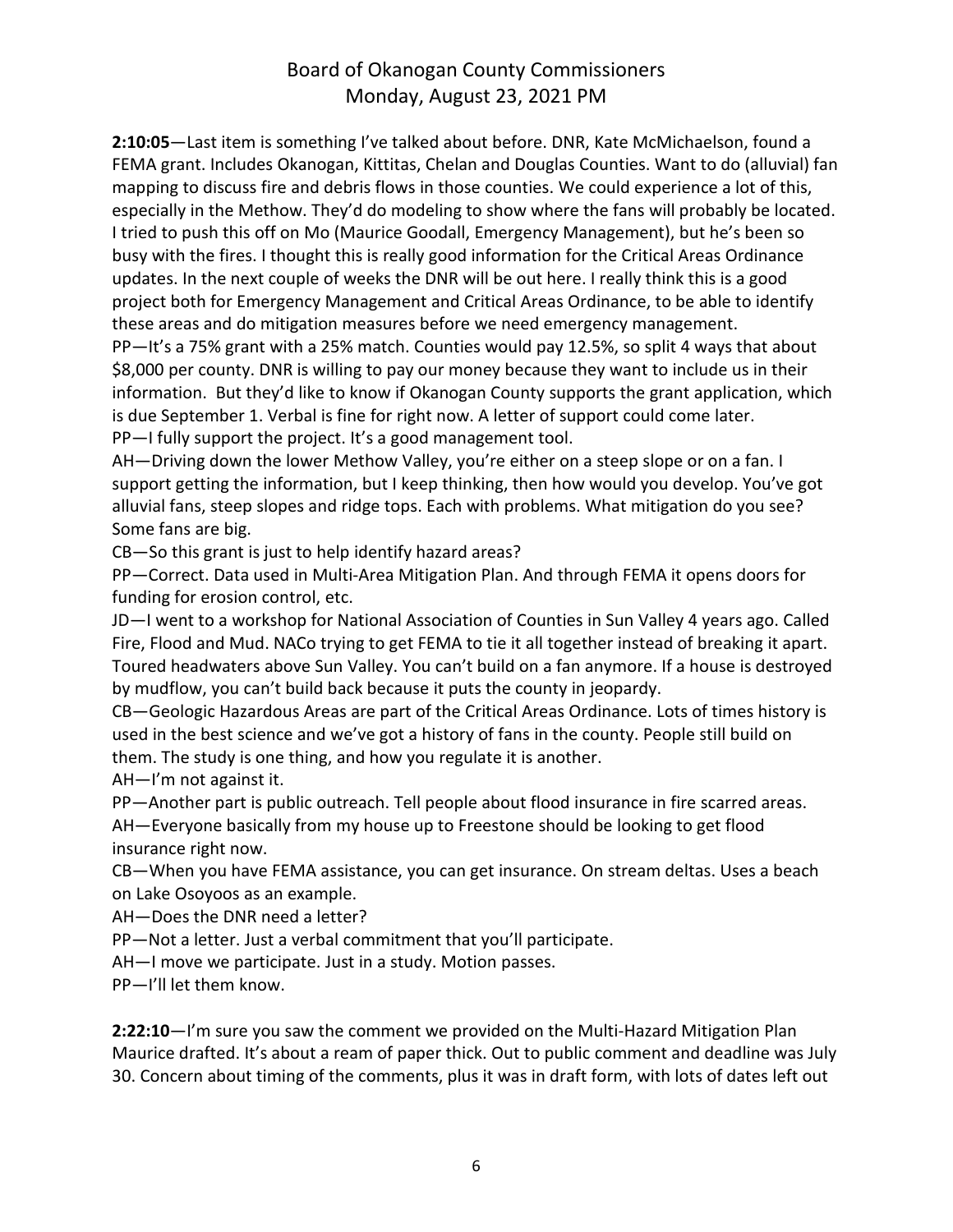**2:10:05**—Last item is something I've talked about before. DNR, Kate McMichaelson, found a FEMA grant. Includes Okanogan, Kittitas, Chelan and Douglas Counties. Want to do (alluvial) fan mapping to discuss fire and debris flows in those counties. We could experience a lot of this, especially in the Methow. They'd do modeling to show where the fans will probably be located. I tried to push this off on Mo (Maurice Goodall, Emergency Management), but he's been so busy with the fires. I thought this is really good information for the Critical Areas Ordinance updates. In the next couple of weeks the DNR will be out here. I really think this is a good project both for Emergency Management and Critical Areas Ordinance, to be able to identify these areas and do mitigation measures before we need emergency management.

PP—It's a 75% grant with a 25% match. Counties would pay 12.5%, so split 4 ways that about \$8,000 per county. DNR is willing to pay our money because they want to include us in their information. But they'd like to know if Okanogan County supports the grant application, which is due September 1. Verbal is fine for right now. A letter of support could come later.

PP—I fully support the project. It's a good management tool.

AH—Driving down the lower Methow Valley, you're either on a steep slope or on a fan. I support getting the information, but I keep thinking, then how would you develop. You've got alluvial fans, steep slopes and ridge tops. Each with problems. What mitigation do you see? Some fans are big.

CB—So this grant is just to help identify hazard areas?

PP—Correct. Data used in Multi-Area Mitigation Plan. And through FEMA it opens doors for funding for erosion control, etc.

JD—I went to a workshop for National Association of Counties in Sun Valley 4 years ago. Called Fire, Flood and Mud. NACo trying to get FEMA to tie it all together instead of breaking it apart. Toured headwaters above Sun Valley. You can't build on a fan anymore. If a house is destroyed by mudflow, you can't build back because it puts the county in jeopardy.

CB—Geologic Hazardous Areas are part of the Critical Areas Ordinance. Lots of times history is used in the best science and we've got a history of fans in the county. People still build on them. The study is one thing, and how you regulate it is another.

AH—I'm not against it.

PP—Another part is public outreach. Tell people about flood insurance in fire scarred areas.

AH—Everyone basically from my house up to Freestone should be looking to get flood insurance right now.

CB—When you have FEMA assistance, you can get insurance. On stream deltas. Uses a beach on Lake Osoyoos as an example.

AH—Does the DNR need a letter?

PP—Not a letter. Just a verbal commitment that you'll participate.

AH—I move we participate. Just in a study. Motion passes.

PP—I'll let them know.

**2:22:10**—I'm sure you saw the comment we provided on the Multi-Hazard Mitigation Plan Maurice drafted. It's about a ream of paper thick. Out to public comment and deadline was July 30. Concern about timing of the comments, plus it was in draft form, with lots of dates left out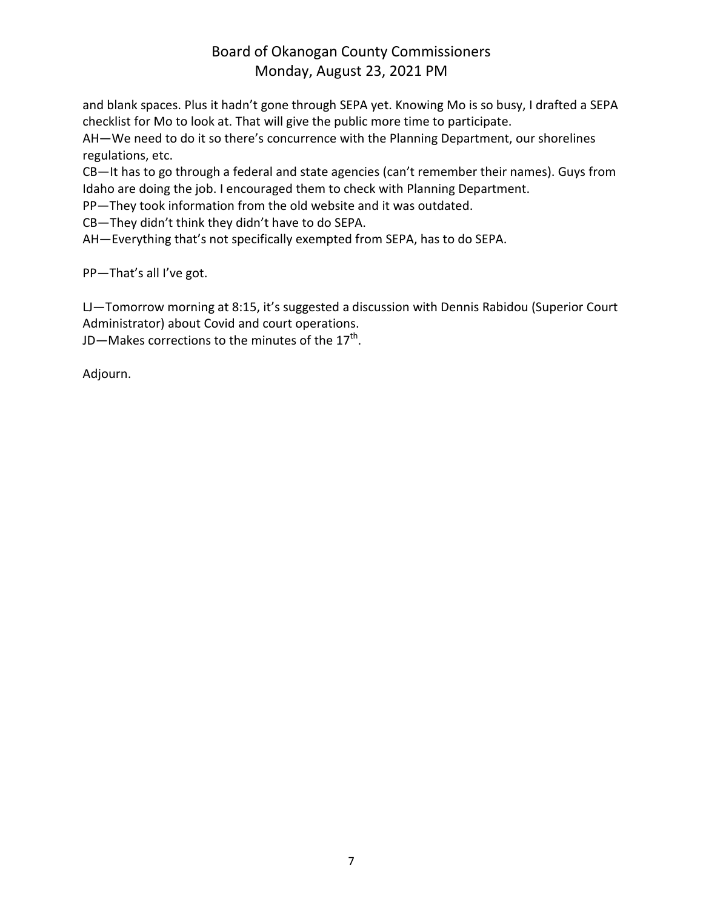and blank spaces. Plus it hadn't gone through SEPA yet. Knowing Mo is so busy, I drafted a SEPA checklist for Mo to look at. That will give the public more time to participate.
AH—We need to do it so there's concurrence with the Planning Department, our shorelines regulations, etc.
CB—It has to go through a federal and state agencies (can't remember their names). Guys from Idaho are doing the job. I encouraged them to check with Planning Department.
PP—They took information from the old website and it was outdated.
CB—They didn't think they didn't have to do SEPA.
AH—Everything that's not specifically exempted from SEPA, has to do SEPA.

PP—That's all I've got.

LJ—Tomorrow morning at 8:15, it's suggested a discussion with Dennis Rabidou (Superior Court Administrator) about Covid and court operations.
JD—Makes corrections to the minutes of the 17th.

Adjourn.